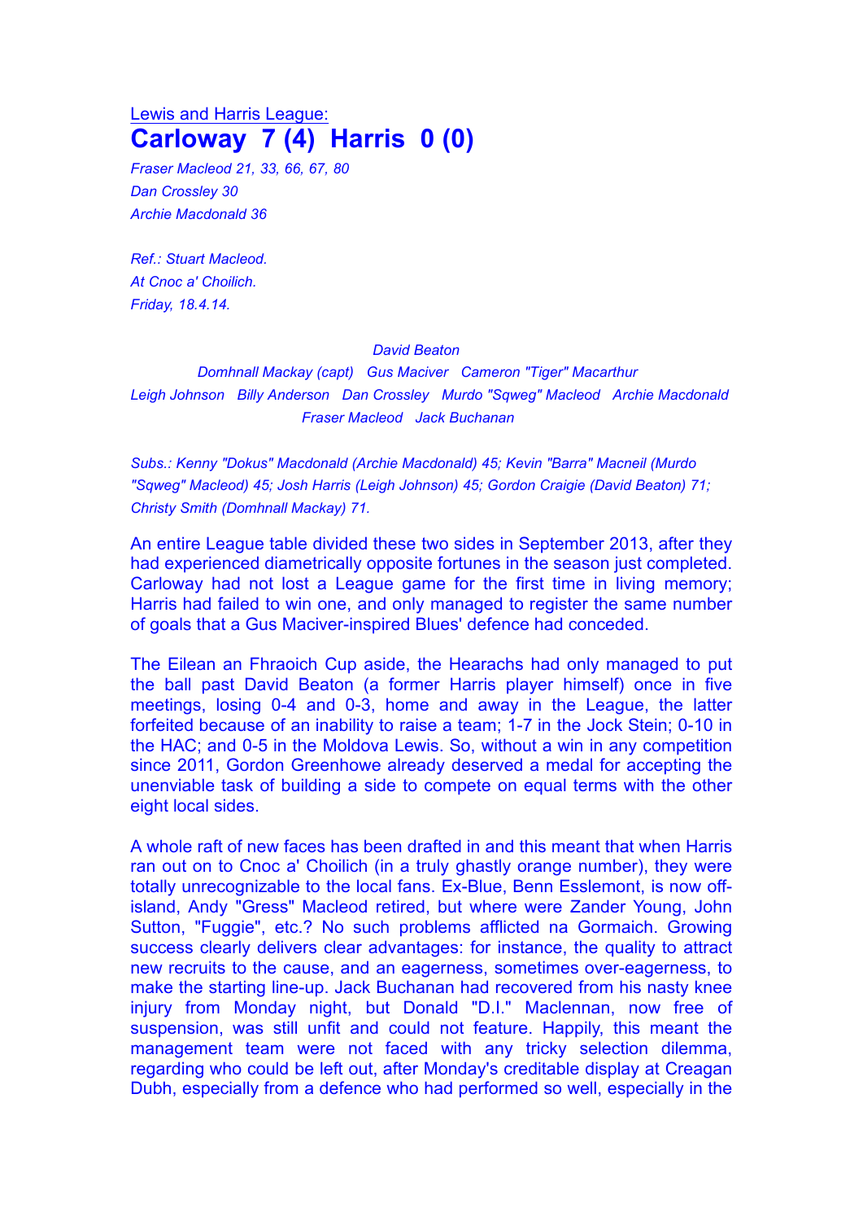Lewis and Harris League:

# Carloway 7 (4) Harris 0 (0)

*Fraser Macleod 21, 33, 66, 67, 80*
*Dan Crossley 30*
*Archie Macdonald 36*

*Ref.: Stuart Macleod.*
*At Cnoc a' Choilich.*
*Friday, 18.4.14.*

*David Beaton*
*Domhnall Mackay (capt) Gus Maciver Cameron "Tiger" Macarthur*
*Leigh Johnson Billy Anderson Dan Crossley Murdo "Sqweg" Macleod Archie Macdonald*
*Fraser Macleod Jack Buchanan*

*Subs.: Kenny "Dokus" Macdonald (Archie Macdonald) 45; Kevin "Barra" Macneil (Murdo "Sqweg" Macleod) 45; Josh Harris (Leigh Johnson) 45; Gordon Craigie (David Beaton) 71; Christy Smith (Domhnall Mackay) 71.*

An entire League table divided these two sides in September 2013, after they had experienced diametrically opposite fortunes in the season just completed. Carloway had not lost a League game for the first time in living memory; Harris had failed to win one, and only managed to register the same number of goals that a Gus Maciver-inspired Blues' defence had conceded.

The Eilean an Fhraoich Cup aside, the Hearachs had only managed to put the ball past David Beaton (a former Harris player himself) once in five meetings, losing 0-4 and 0-3, home and away in the League, the latter forfeited because of an inability to raise a team; 1-7 in the Jock Stein; 0-10 in the HAC; and 0-5 in the Moldova Lewis. So, without a win in any competition since 2011, Gordon Greenhowe already deserved a medal for accepting the unenviable task of building a side to compete on equal terms with the other eight local sides.

A whole raft of new faces has been drafted in and this meant that when Harris ran out on to Cnoc a' Choilich (in a truly ghastly orange number), they were totally unrecognizable to the local fans. Ex-Blue, Benn Esslemont, is now off-island, Andy "Gress" Macleod retired, but where were Zander Young, John Sutton, "Fuggie", etc.? No such problems afflicted na Gormaich. Growing success clearly delivers clear advantages: for instance, the quality to attract new recruits to the cause, and an eagerness, sometimes over-eagerness, to make the starting line-up. Jack Buchanan had recovered from his nasty knee injury from Monday night, but Donald "D.I." Maclennan, now free of suspension, was still unfit and could not feature. Happily, this meant the management team were not faced with any tricky selection dilemma, regarding who could be left out, after Monday's creditable display at Creagan Dubh, especially from a defence who had performed so well, especially in the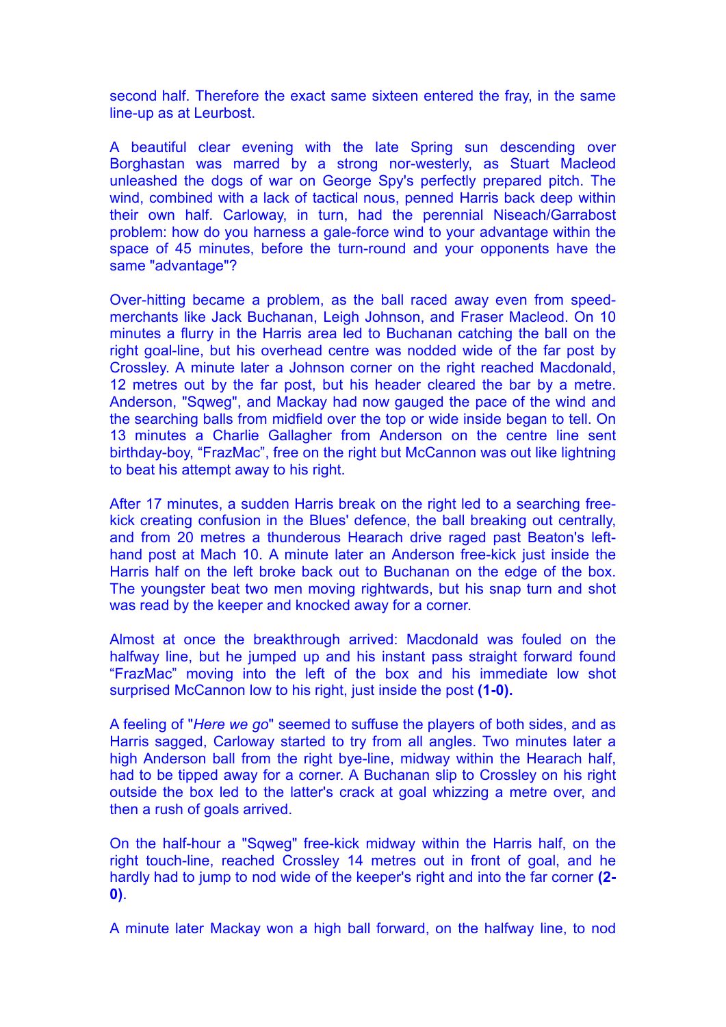second half. Therefore the exact same sixteen entered the fray, in the same line-up as at Leurbost.

A beautiful clear evening with the late Spring sun descending over Borghastan was marred by a strong nor-westerly, as Stuart Macleod unleashed the dogs of war on George Spy's perfectly prepared pitch. The wind, combined with a lack of tactical nous, penned Harris back deep within their own half. Carloway, in turn, had the perennial Niseach/Garrabost problem: how do you harness a gale-force wind to your advantage within the space of 45 minutes, before the turn-round and your opponents have the same "advantage"?

Over-hitting became a problem, as the ball raced away even from speed-merchants like Jack Buchanan, Leigh Johnson, and Fraser Macleod. On 10 minutes a flurry in the Harris area led to Buchanan catching the ball on the right goal-line, but his overhead centre was nodded wide of the far post by Crossley. A minute later a Johnson corner on the right reached Macdonald, 12 metres out by the far post, but his header cleared the bar by a metre. Anderson, "Sqweg", and Mackay had now gauged the pace of the wind and the searching balls from midfield over the top or wide inside began to tell. On 13 minutes a Charlie Gallagher from Anderson on the centre line sent birthday-boy, “FrazMac”, free on the right but McCannon was out like lightning to beat his attempt away to his right.

After 17 minutes, a sudden Harris break on the right led to a searching free-kick creating confusion in the Blues' defence, the ball breaking out centrally, and from 20 metres a thunderous Hearach drive raged past Beaton's left-hand post at Mach 10. A minute later an Anderson free-kick just inside the Harris half on the left broke back out to Buchanan on the edge of the box. The youngster beat two men moving rightwards, but his snap turn and shot was read by the keeper and knocked away for a corner.

Almost at once the breakthrough arrived: Macdonald was fouled on the halfway line, but he jumped up and his instant pass straight forward found “FrazMac” moving into the left of the box and his immediate low shot surprised McCannon low to his right, just inside the post **(1-0).**

A feeling of "*Here we go*" seemed to suffuse the players of both sides, and as Harris sagged, Carloway started to try from all angles. Two minutes later a high Anderson ball from the right bye-line, midway within the Hearach half, had to be tipped away for a corner. A Buchanan slip to Crossley on his right outside the box led to the latter's crack at goal whizzing a metre over, and then a rush of goals arrived.

On the half-hour a "Sqweg" free-kick midway within the Harris half, on the right touch-line, reached Crossley 14 metres out in front of goal, and he hardly had to jump to nod wide of the keeper's right and into the far corner **(2-0)**.

A minute later Mackay won a high ball forward, on the halfway line, to nod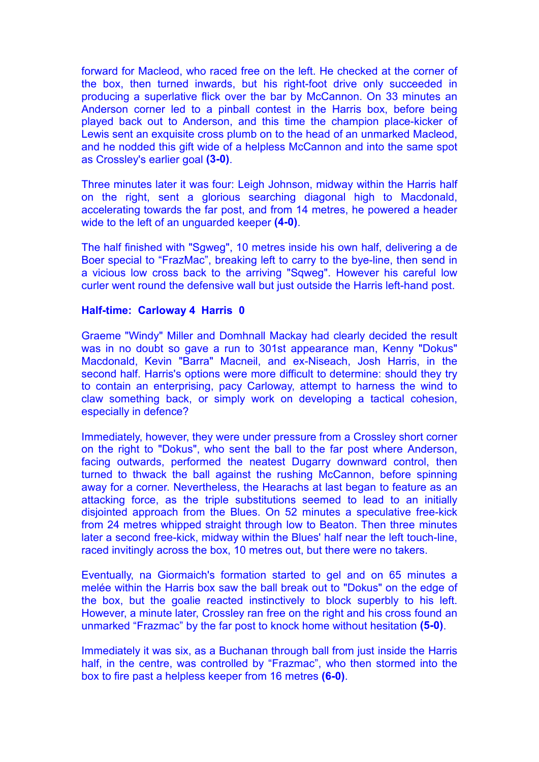forward for Macleod, who raced free on the left. He checked at the corner of the box, then turned inwards, but his right-foot drive only succeeded in producing a superlative flick over the bar by McCannon. On 33 minutes an Anderson corner led to a pinball contest in the Harris box, before being played back out to Anderson, and this time the champion place-kicker of Lewis sent an exquisite cross plumb on to the head of an unmarked Macleod, and he nodded this gift wide of a helpless McCannon and into the same spot as Crossley's earlier goal **(3-0)**.

Three minutes later it was four: Leigh Johnson, midway within the Harris half on the right, sent a glorious searching diagonal high to Macdonald, accelerating towards the far post, and from 14 metres, he powered a header wide to the left of an unguarded keeper **(4-0)**.

The half finished with "Sgweg", 10 metres inside his own half, delivering a de Boer special to “FrazMac”, breaking left to carry to the bye-line, then send in a vicious low cross back to the arriving "Sqweg". However his careful low curler went round the defensive wall but just outside the Harris left-hand post.

**Half-time: Carloway 4 Harris 0**

Graeme "Windy" Miller and Domhnall Mackay had clearly decided the result was in no doubt so gave a run to 301st appearance man, Kenny "Dokus" Macdonald, Kevin "Barra" Macneil, and ex-Niseach, Josh Harris, in the second half. Harris's options were more difficult to determine: should they try to contain an enterprising, pacy Carloway, attempt to harness the wind to claw something back, or simply work on developing a tactical cohesion, especially in defence?

Immediately, however, they were under pressure from a Crossley short corner on the right to "Dokus", who sent the ball to the far post where Anderson, facing outwards, performed the neatest Dugarry downward control, then turned to thwack the ball against the rushing McCannon, before spinning away for a corner. Nevertheless, the Hearachs at last began to feature as an attacking force, as the triple substitutions seemed to lead to an initially disjointed approach from the Blues. On 52 minutes a speculative free-kick from 24 metres whipped straight through low to Beaton. Then three minutes later a second free-kick, midway within the Blues' half near the left touch-line, raced invitingly across the box, 10 metres out, but there were no takers.

Eventually, na Giormaich's formation started to gel and on 65 minutes a melée within the Harris box saw the ball break out to "Dokus" on the edge of the box, but the goalie reacted instinctively to block superbly to his left. However, a minute later, Crossley ran free on the right and his cross found an unmarked “Frazmac” by the far post to knock home without hesitation **(5-0)**.

Immediately it was six, as a Buchanan through ball from just inside the Harris half, in the centre, was controlled by “Frazmac”, who then stormed into the box to fire past a helpless keeper from 16 metres **(6-0)**.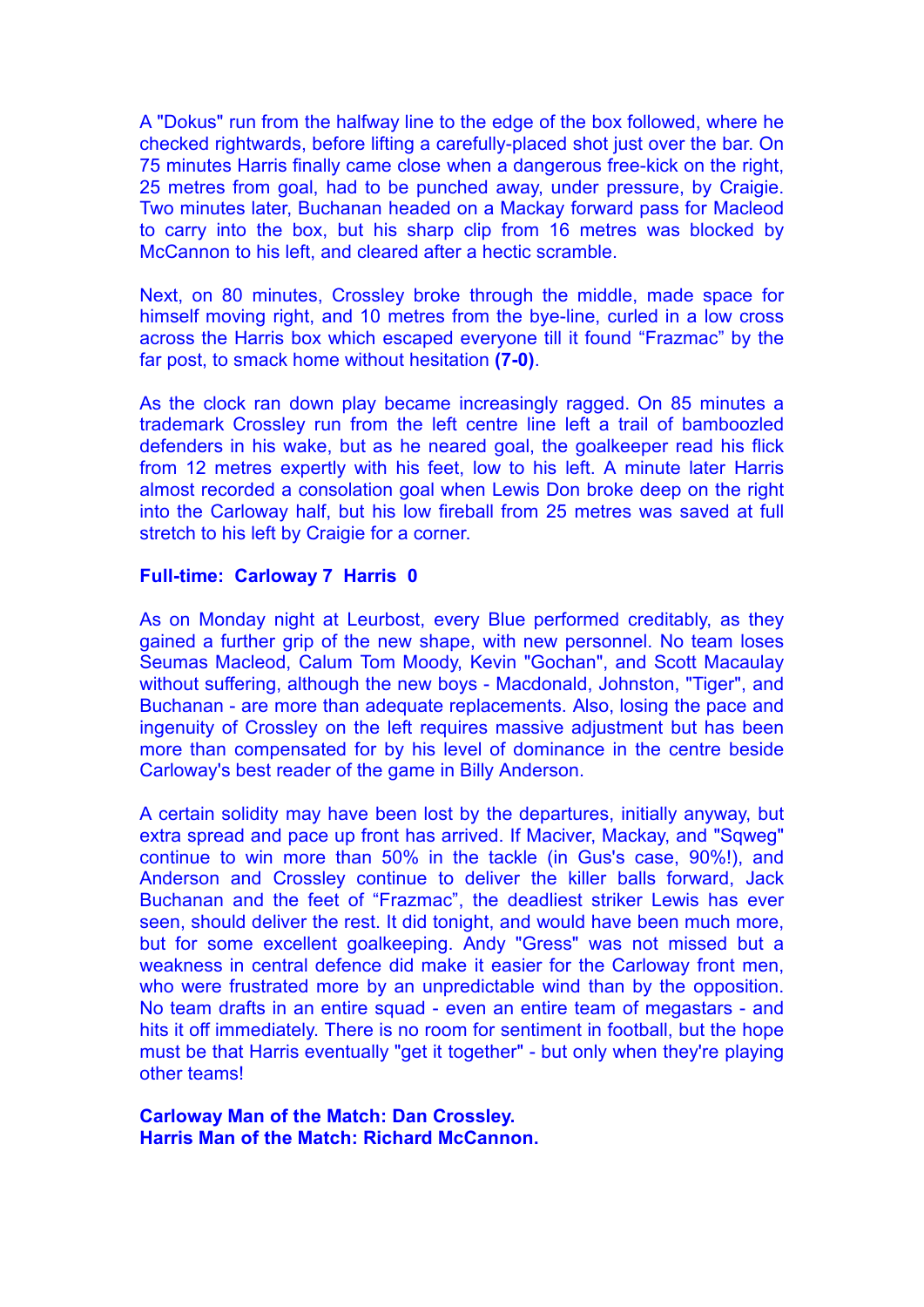A "Dokus" run from the halfway line to the edge of the box followed, where he checked rightwards, before lifting a carefully-placed shot just over the bar. On 75 minutes Harris finally came close when a dangerous free-kick on the right, 25 metres from goal, had to be punched away, under pressure, by Craigie. Two minutes later, Buchanan headed on a Mackay forward pass for Macleod to carry into the box, but his sharp clip from 16 metres was blocked by McCannon to his left, and cleared after a hectic scramble.

Next, on 80 minutes, Crossley broke through the middle, made space for himself moving right, and 10 metres from the bye-line, curled in a low cross across the Harris box which escaped everyone till it found "Frazmac" by the far post, to smack home without hesitation **(7-0)**.

As the clock ran down play became increasingly ragged. On 85 minutes a trademark Crossley run from the left centre line left a trail of bamboozled defenders in his wake, but as he neared goal, the goalkeeper read his flick from 12 metres expertly with his feet, low to his left. A minute later Harris almost recorded a consolation goal when Lewis Don broke deep on the right into the Carloway half, but his low fireball from 25 metres was saved at full stretch to his left by Craigie for a corner.

**Full-time: Carloway 7 Harris 0**

As on Monday night at Leurbost, every Blue performed creditably, as they gained a further grip of the new shape, with new personnel. No team loses Seumas Macleod, Calum Tom Moody, Kevin "Gochan", and Scott Macaulay without suffering, although the new boys - Macdonald, Johnston, "Tiger", and Buchanan - are more than adequate replacements. Also, losing the pace and ingenuity of Crossley on the left requires massive adjustment but has been more than compensated for by his level of dominance in the centre beside Carloway's best reader of the game in Billy Anderson.

A certain solidity may have been lost by the departures, initially anyway, but extra spread and pace up front has arrived. If Maciver, Mackay, and "Sqweg" continue to win more than 50% in the tackle (in Gus's case, 90%!), and Anderson and Crossley continue to deliver the killer balls forward, Jack Buchanan and the feet of "Frazmac", the deadliest striker Lewis has ever seen, should deliver the rest. It did tonight, and would have been much more, but for some excellent goalkeeping. Andy "Gress" was not missed but a weakness in central defence did make it easier for the Carloway front men, who were frustrated more by an unpredictable wind than by the opposition. No team drafts in an entire squad - even an entire team of megastars - and hits it off immediately. There is no room for sentiment in football, but the hope must be that Harris eventually "get it together" - but only when they're playing other teams!

**Carloway Man of the Match: Dan Crossley.**
**Harris Man of the Match: Richard McCannon.**